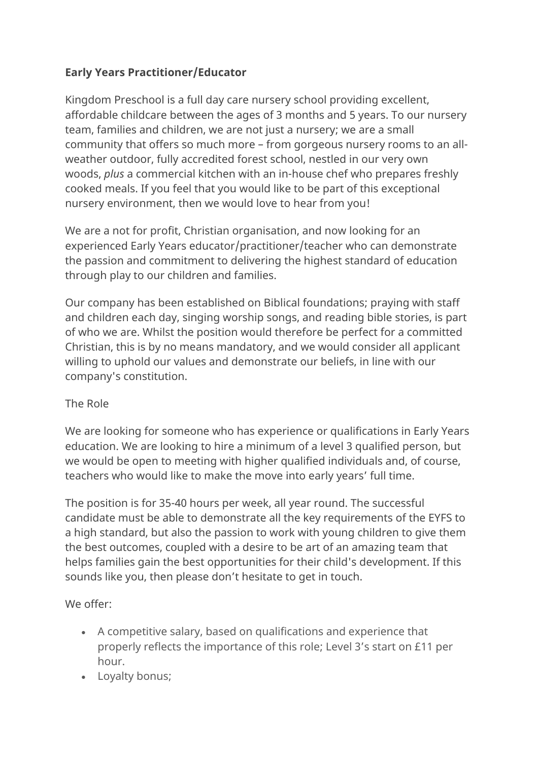**Early Years Practitioner/Educator**

Kingdom Preschool is a full day care nursery school providing excellent, affordable childcare between the ages of 3 months and 5 years. To our nursery team, families and children, we are not just a nursery; we are a small community that offers so much more – from gorgeous nursery rooms to an all-weather outdoor, fully accredited forest school, nestled in our very own woods, *plus* a commercial kitchen with an in-house chef who prepares freshly cooked meals. If you feel that you would like to be part of this exceptional nursery environment, then we would love to hear from you!

We are a not for profit, Christian organisation, and now looking for an experienced Early Years educator/practitioner/teacher who can demonstrate the passion and commitment to delivering the highest standard of education through play to our children and families.

Our company has been established on Biblical foundations; praying with staff and children each day, singing worship songs, and reading bible stories, is part of who we are. Whilst the position would therefore be perfect for a committed Christian, this is by no means mandatory, and we would consider all applicant willing to uphold our values and demonstrate our beliefs, in line with our company's constitution.

The Role

We are looking for someone who has experience or qualifications in Early Years education. We are looking to hire a minimum of a level 3 qualified person, but we would be open to meeting with higher qualified individuals and, of course, teachers who would like to make the move into early years' full time.

The position is for 35-40 hours per week, all year round. The successful candidate must be able to demonstrate all the key requirements of the EYFS to a high standard, but also the passion to work with young children to give them the best outcomes, coupled with a desire to be art of an amazing team that helps families gain the best opportunities for their child's development. If this sounds like you, then please don't hesitate to get in touch.

We offer:

- A competitive salary, based on qualifications and experience that properly reflects the importance of this role; Level 3's start on £11 per hour.
- Loyalty bonus;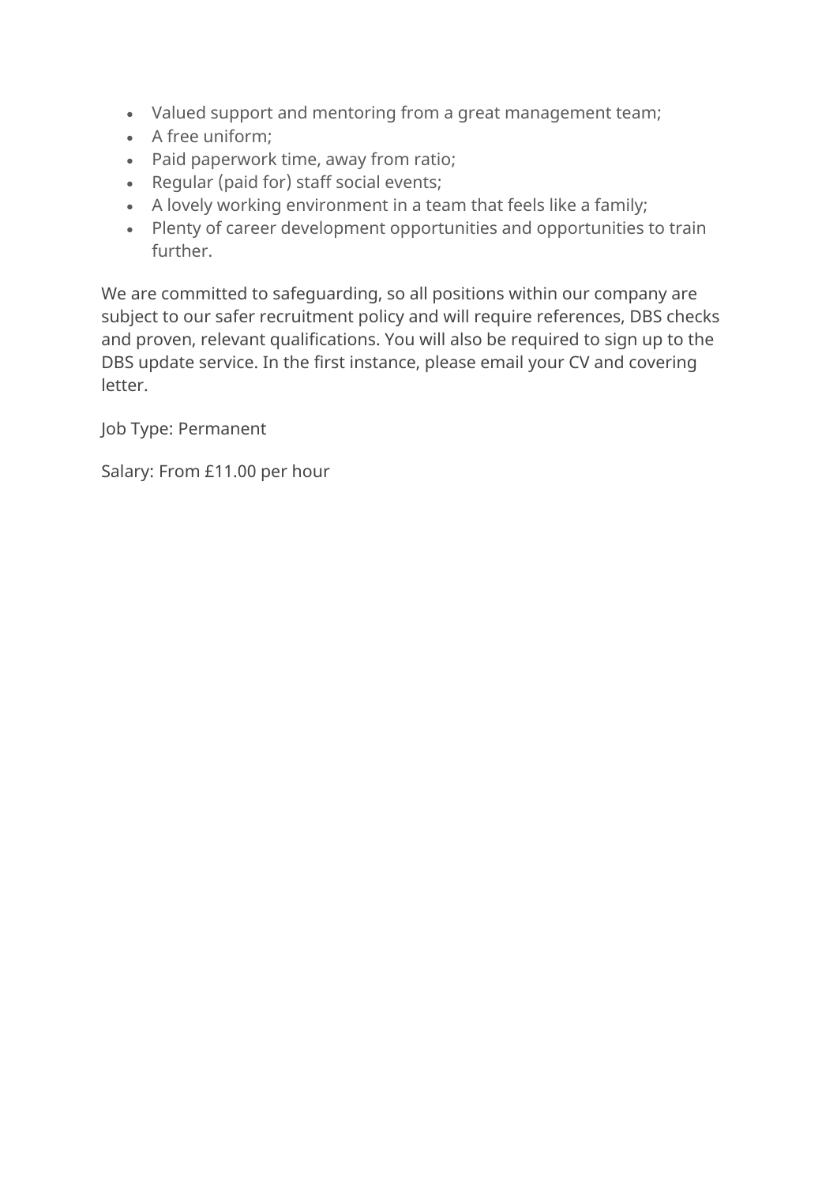- Valued support and mentoring from a great management team;
- A free uniform;
- Paid paperwork time, away from ratio;
- Regular (paid for) staff social events;
- A lovely working environment in a team that feels like a family;
- Plenty of career development opportunities and opportunities to train further.

We are committed to safeguarding, so all positions within our company are subject to our safer recruitment policy and will require references, DBS checks and proven, relevant qualifications. You will also be required to sign up to the DBS update service. In the first instance, please email your CV and covering letter.

Job Type: Permanent

Salary: From £11.00 per hour